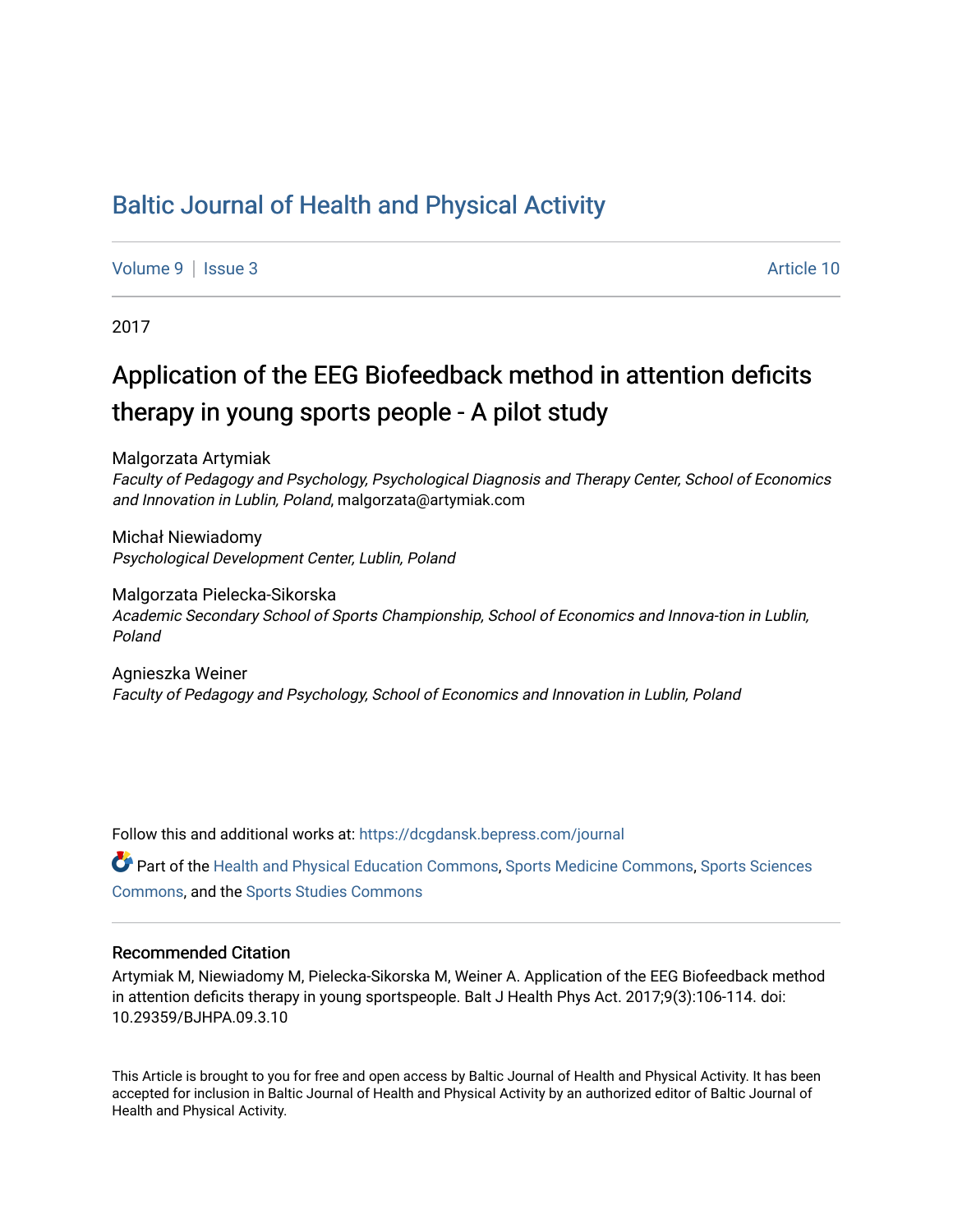# Baltic Journal of Health and Physical Activity

Volume 9 | Issue 3 Article 10

2017

## Application of the EEG Biofeedback method in attention deficits therapy in young sports people - A pilot study

Malgorzata Artymiak
*Faculty of Pedagogy and Psychology, Psychological Diagnosis and Therapy Center, School of Economics and Innovation in Lublin, Poland*, malgorzata@artymiak.com

Michał Niewiadomy
*Psychological Development Center, Lublin, Poland*

Malgorzata Pielecka-Sikorska
*Academic Secondary School of Sports Championship, School of Economics and Innova-tion in Lublin, Poland*

Agnieszka Weiner
*Faculty of Pedagogy and Psychology, School of Economics and Innovation in Lublin, Poland*

Follow this and additional works at: https://dcgdansk.bepress.com/journal

Part of the Health and Physical Education Commons, Sports Medicine Commons, Sports Sciences Commons, and the Sports Studies Commons

### Recommended Citation

Artymiak M, Niewiadomy M, Pielecka-Sikorska M, Weiner A. Application of the EEG Biofeedback method in attention deficits therapy in young sportspeople. Balt J Health Phys Act. 2017;9(3):106-114. doi: 10.29359/BJHPA.09.3.10

This Article is brought to you for free and open access by Baltic Journal of Health and Physical Activity. It has been accepted for inclusion in Baltic Journal of Health and Physical Activity by an authorized editor of Baltic Journal of Health and Physical Activity.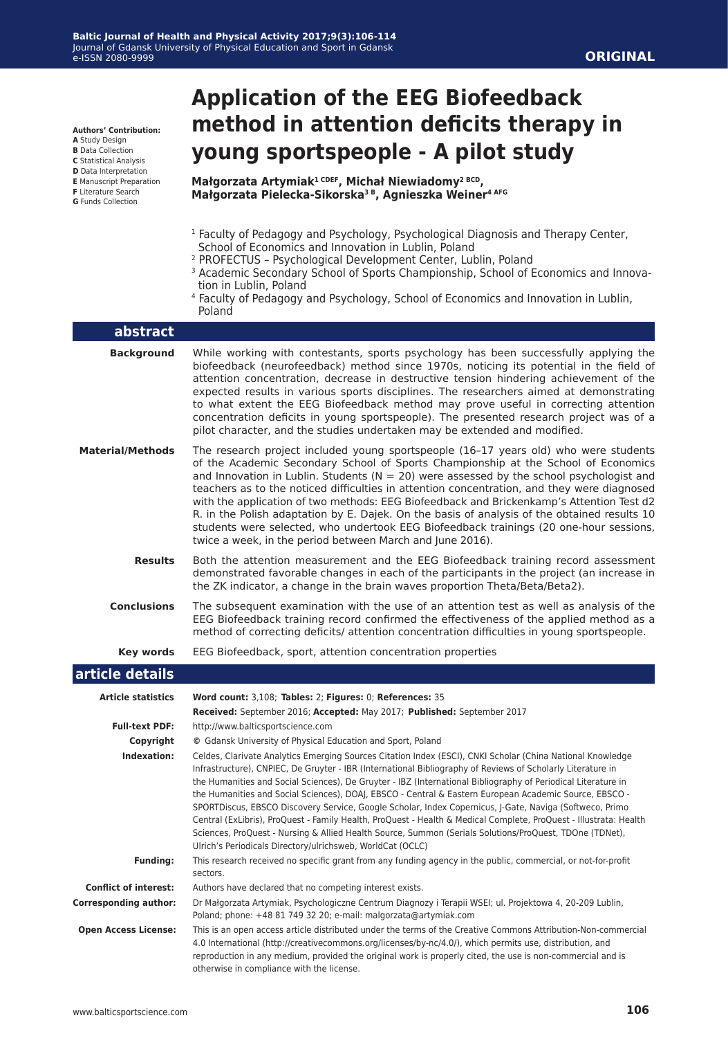ORIGINAL

# Application of the EEG Biofeedback method in attention deficits therapy in young sportspeople - A pilot study

**Authors' Contribution:**
**A** Study Design
**B** Data Collection
**C** Statistical Analysis
**D** Data Interpretation
**E** Manuscript Preparation
**F** Literature Search
**G** Funds Collection

**Małgorzata Artymiak[1 CDEF], Michał Niewiadomy[2 BCD], Małgorzata Pielecka-Sikorska[3 B], Agnieszka Weiner[4 AFG]**

[1] Faculty of Pedagogy and Psychology, Psychological Diagnosis and Therapy Center, School of Economics and Innovation in Lublin, Poland
[2] PROFECTUS – Psychological Development Center, Lublin, Poland
[3] Academic Secondary School of Sports Championship, School of Economics and Innovation in Lublin, Poland
[4] Faculty of Pedagogy and Psychology, School of Economics and Innovation in Lublin, Poland

## abstract

**Background** While working with contestants, sports psychology has been successfully applying the biofeedback (neurofeedback) method since 1970s, noticing its potential in the field of attention concentration, decrease in destructive tension hindering achievement of the expected results in various sports disciplines. The researchers aimed at demonstrating to what extent the EEG Biofeedback method may prove useful in correcting attention concentration deficits in young sportspeople). The presented research project was of a pilot character, and the studies undertaken may be extended and modified.

**Material/Methods** The research project included young sportspeople (16–17 years old) who were students of the Academic Secondary School of Sports Championship at the School of Economics and Innovation in Lublin. Students (N = 20) were assessed by the school psychologist and teachers as to the noticed difficulties in attention concentration, and they were diagnosed with the application of two methods: EEG Biofeedback and Brickenkamp's Attention Test d2 R. in the Polish adaptation by E. Dajek. On the basis of analysis of the obtained results 10 students were selected, who undertook EEG Biofeedback trainings (20 one-hour sessions, twice a week, in the period between March and June 2016).

**Results** Both the attention measurement and the EEG Biofeedback training record assessment demonstrated favorable changes in each of the participants in the project (an increase in the ZK indicator, a change in the brain waves proportion Theta/Beta/Beta2).

**Conclusions** The subsequent examination with the use of an attention test as well as analysis of the EEG Biofeedback training record confirmed the effectiveness of the applied method as a method of correcting deficits/ attention concentration difficulties in young sportspeople.

**Key words** EEG Biofeedback, sport, attention concentration properties

## article details

| | |
|---|---|
| **Article statistics** | **Word count:** 3,108; **Tables:** 2; **Figures:** 0; **References:** 35<br>**Received:** September 2016; **Accepted:** May 2017; **Published:** September 2017 |
| **Full-text PDF:** | http://www.balticsportscience.com |
| **Copyright** | © Gdansk University of Physical Education and Sport, Poland |
| **Indexation:** | Celdes, Clarivate Analytics Emerging Sources Citation Index (ESCI), CNKI Scholar (China National Knowledge Infrastructure), CNPIEC, De Gruyter - IBR (International Bibliography of Reviews of Scholarly Literature in the Humanities and Social Sciences), De Gruyter - IBZ (International Bibliography of Periodical Literature in the Humanities and Social Sciences), DOAJ, EBSCO - Central & Eastern European Academic Source, EBSCO - SPORTDiscus, EBSCO Discovery Service, Google Scholar, Index Copernicus, J-Gate, Naviga (Softweco, Primo Central (ExLibris), ProQuest - Family Health, ProQuest - Health & Medical Complete, ProQuest - Illustrata: Health Sciences, ProQuest - Nursing & Allied Health Source, Summon (Serials Solutions/ProQuest, TDOne (TDNet), Ulrich's Periodicals Directory/ulrichsweb, WorldCat (OCLC) |
| **Funding:** | This research received no specific grant from any funding agency in the public, commercial, or not-for-profit sectors. |
| **Conflict of interest:** | Authors have declared that no competing interest exists. |
| **Corresponding author:** | Dr Małgorzata Artymiak, Psychologiczne Centrum Diagnozy i Terapii WSEI; ul. Projektowa 4, 20-209 Lublin, Poland; phone: +48 81 749 32 20; e-mail: malgorzata@artymiak.com |
| **Open Access License:** | This is an open access article distributed under the terms of the Creative Commons Attribution-Non-commercial 4.0 International (http://creativecommons.org/licenses/by-nc/4.0/), which permits use, distribution, and reproduction in any medium, provided the original work is properly cited, the use is non-commercial and is otherwise in compliance with the license. |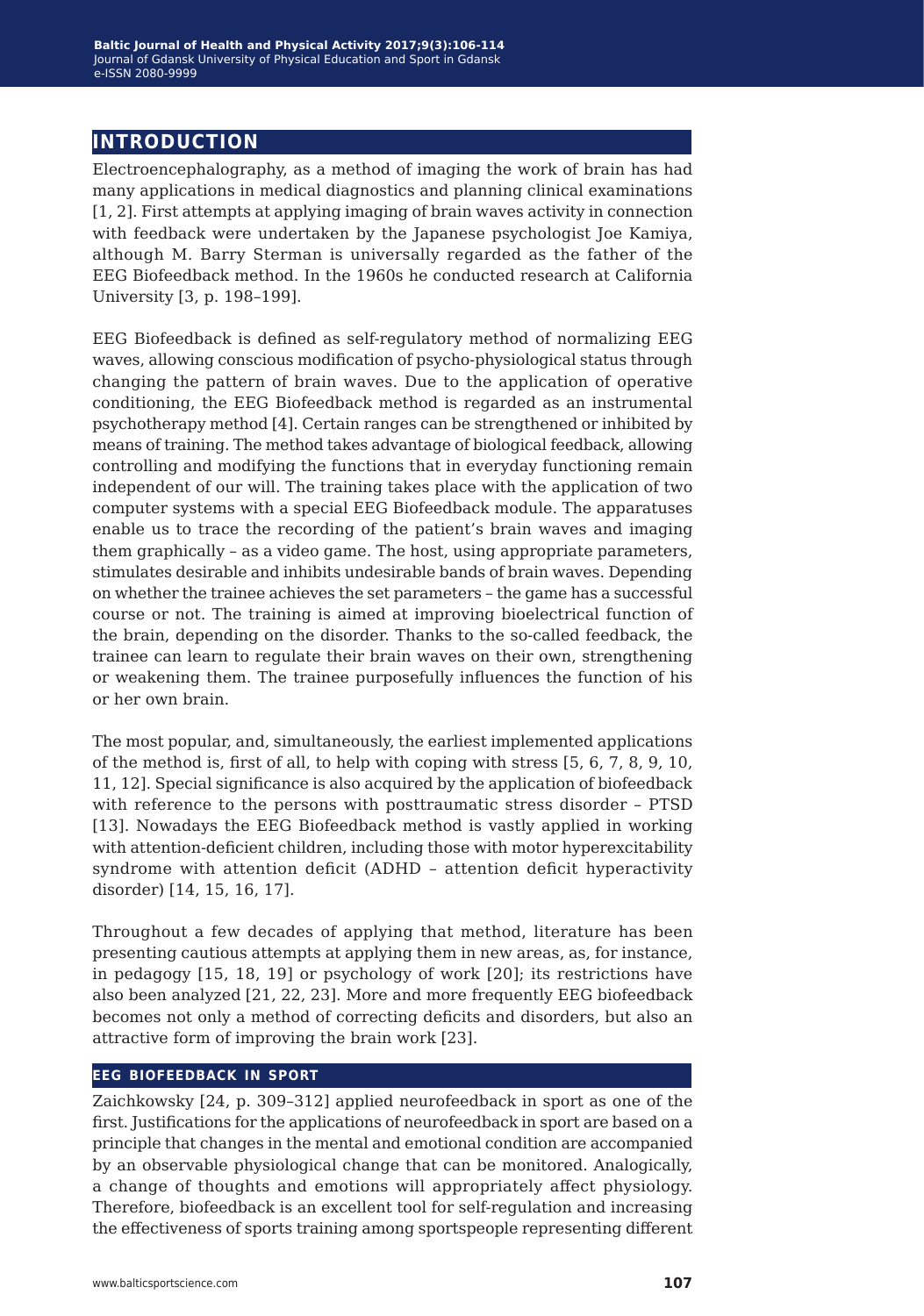## INTRODUCTION

Electroencephalography, as a method of imaging the work of brain has had many applications in medical diagnostics and planning clinical examinations [1, 2]. First attempts at applying imaging of brain waves activity in connection with feedback were undertaken by the Japanese psychologist Joe Kamiya, although M. Barry Sterman is universally regarded as the father of the EEG Biofeedback method. In the 1960s he conducted research at California University [3, p. 198–199].

EEG Biofeedback is defined as self-regulatory method of normalizing EEG waves, allowing conscious modification of psycho-physiological status through changing the pattern of brain waves. Due to the application of operative conditioning, the EEG Biofeedback method is regarded as an instrumental psychotherapy method [4]. Certain ranges can be strengthened or inhibited by means of training. The method takes advantage of biological feedback, allowing controlling and modifying the functions that in everyday functioning remain independent of our will. The training takes place with the application of two computer systems with a special EEG Biofeedback module. The apparatuses enable us to trace the recording of the patient's brain waves and imaging them graphically – as a video game. The host, using appropriate parameters, stimulates desirable and inhibits undesirable bands of brain waves. Depending on whether the trainee achieves the set parameters – the game has a successful course or not. The training is aimed at improving bioelectrical function of the brain, depending on the disorder. Thanks to the so-called feedback, the trainee can learn to regulate their brain waves on their own, strengthening or weakening them. The trainee purposefully influences the function of his or her own brain.

The most popular, and, simultaneously, the earliest implemented applications of the method is, first of all, to help with coping with stress [5, 6, 7, 8, 9, 10, 11, 12]. Special significance is also acquired by the application of biofeedback with reference to the persons with posttraumatic stress disorder – PTSD [13]. Nowadays the EEG Biofeedback method is vastly applied in working with attention-deficient children, including those with motor hyperexcitability syndrome with attention deficit (ADHD – attention deficit hyperactivity disorder) [14, 15, 16, 17].

Throughout a few decades of applying that method, literature has been presenting cautious attempts at applying them in new areas, as, for instance, in pedagogy [15, 18, 19] or psychology of work [20]; its restrictions have also been analyzed [21, 22, 23]. More and more frequently EEG biofeedback becomes not only a method of correcting deficits and disorders, but also an attractive form of improving the brain work [23].

### EEG BIOFEEDBACK IN SPORT

Zaichkowsky [24, p. 309–312] applied neurofeedback in sport as one of the first. Justifications for the applications of neurofeedback in sport are based on a principle that changes in the mental and emotional condition are accompanied by an observable physiological change that can be monitored. Analogically, a change of thoughts and emotions will appropriately affect physiology. Therefore, biofeedback is an excellent tool for self-regulation and increasing the effectiveness of sports training among sportspeople representing different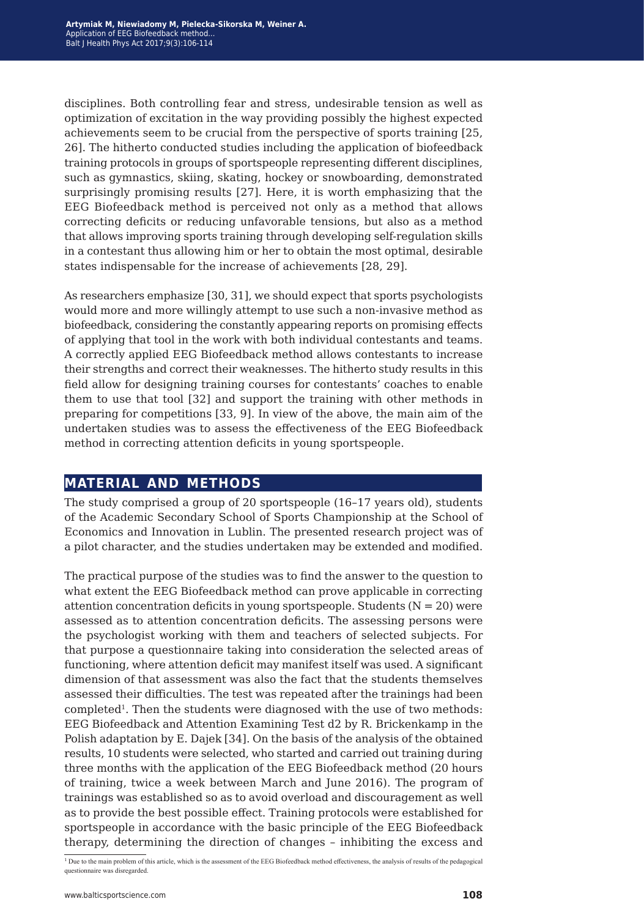disciplines. Both controlling fear and stress, undesirable tension as well as optimization of excitation in the way providing possibly the highest expected achievements seem to be crucial from the perspective of sports training [25, 26]. The hitherto conducted studies including the application of biofeedback training protocols in groups of sportspeople representing different disciplines, such as gymnastics, skiing, skating, hockey or snowboarding, demonstrated surprisingly promising results [27]. Here, it is worth emphasizing that the EEG Biofeedback method is perceived not only as a method that allows correcting deficits or reducing unfavorable tensions, but also as a method that allows improving sports training through developing self-regulation skills in a contestant thus allowing him or her to obtain the most optimal, desirable states indispensable for the increase of achievements [28, 29].

As researchers emphasize [30, 31], we should expect that sports psychologists would more and more willingly attempt to use such a non-invasive method as biofeedback, considering the constantly appearing reports on promising effects of applying that tool in the work with both individual contestants and teams. A correctly applied EEG Biofeedback method allows contestants to increase their strengths and correct their weaknesses. The hitherto study results in this field allow for designing training courses for contestants' coaches to enable them to use that tool [32] and support the training with other methods in preparing for competitions [33, 9]. In view of the above, the main aim of the undertaken studies was to assess the effectiveness of the EEG Biofeedback method in correcting attention deficits in young sportspeople.

## MATERIAL AND METHODS

The study comprised a group of 20 sportspeople (16–17 years old), students of the Academic Secondary School of Sports Championship at the School of Economics and Innovation in Lublin. The presented research project was of a pilot character, and the studies undertaken may be extended and modified.

The practical purpose of the studies was to find the answer to the question to what extent the EEG Biofeedback method can prove applicable in correcting attention concentration deficits in young sportspeople. Students (N = 20) were assessed as to attention concentration deficits. The assessing persons were the psychologist working with them and teachers of selected subjects. For that purpose a questionnaire taking into consideration the selected areas of functioning, where attention deficit may manifest itself was used. A significant dimension of that assessment was also the fact that the students themselves assessed their difficulties. The test was repeated after the trainings had been completed[1]. Then the students were diagnosed with the use of two methods: EEG Biofeedback and Attention Examining Test d2 by R. Brickenkamp in the Polish adaptation by E. Dajek [34]. On the basis of the analysis of the obtained results, 10 students were selected, who started and carried out training during three months with the application of the EEG Biofeedback method (20 hours of training, twice a week between March and June 2016). The program of trainings was established so as to avoid overload and discouragement as well as to provide the best possible effect. Training protocols were established for sportspeople in accordance with the basic principle of the EEG Biofeedback therapy, determining the direction of changes – inhibiting the excess and

[1] Due to the main problem of this article, which is the assessment of the EEG Biofeedback method effectiveness, the analysis of results of the pedagogical questionnaire was disregarded.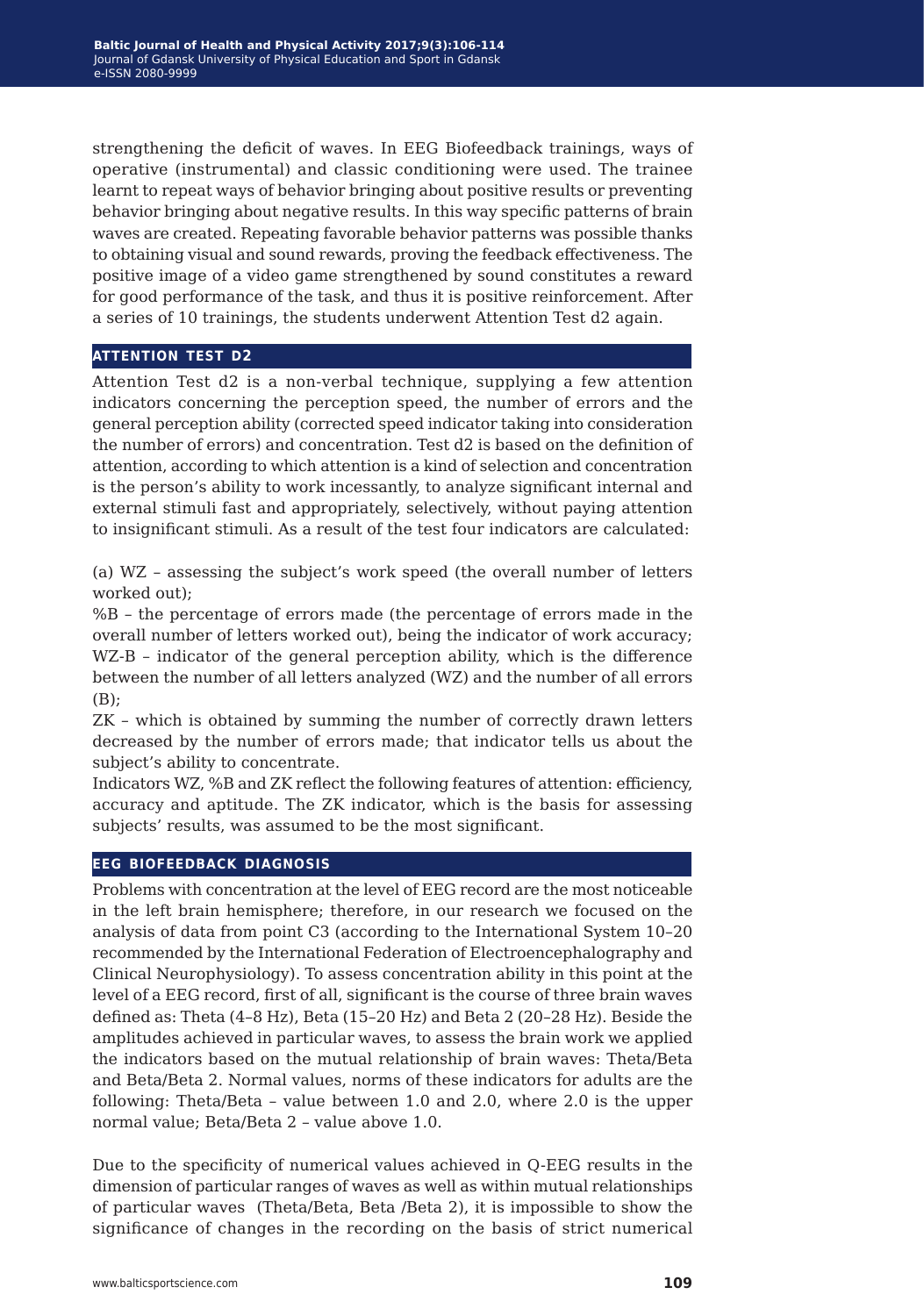strengthening the deficit of waves. In EEG Biofeedback trainings, ways of operative (instrumental) and classic conditioning were used. The trainee learnt to repeat ways of behavior bringing about positive results or preventing behavior bringing about negative results. In this way specific patterns of brain waves are created. Repeating favorable behavior patterns was possible thanks to obtaining visual and sound rewards, proving the feedback effectiveness. The positive image of a video game strengthened by sound constitutes a reward for good performance of the task, and thus it is positive reinforcement. After a series of 10 trainings, the students underwent Attention Test d2 again.

## ATTENTION TEST D2

Attention Test d2 is a non-verbal technique, supplying a few attention indicators concerning the perception speed, the number of errors and the general perception ability (corrected speed indicator taking into consideration the number of errors) and concentration. Test d2 is based on the definition of attention, according to which attention is a kind of selection and concentration is the person's ability to work incessantly, to analyze significant internal and external stimuli fast and appropriately, selectively, without paying attention to insignificant stimuli. As a result of the test four indicators are calculated:

(a) WZ – assessing the subject's work speed (the overall number of letters worked out);
%B – the percentage of errors made (the percentage of errors made in the overall number of letters worked out), being the indicator of work accuracy;
WZ-B – indicator of the general perception ability, which is the difference between the number of all letters analyzed (WZ) and the number of all errors (B);
ZK – which is obtained by summing the number of correctly drawn letters decreased by the number of errors made; that indicator tells us about the subject's ability to concentrate.
Indicators WZ, %B and ZK reflect the following features of attention: efficiency, accuracy and aptitude. The ZK indicator, which is the basis for assessing subjects' results, was assumed to be the most significant.

## EEG BIOFEEDBACK DIAGNOSIS

Problems with concentration at the level of EEG record are the most noticeable in the left brain hemisphere; therefore, in our research we focused on the analysis of data from point C3 (according to the International System 10–20 recommended by the International Federation of Electroencephalography and Clinical Neurophysiology). To assess concentration ability in this point at the level of a EEG record, first of all, significant is the course of three brain waves defined as: Theta (4–8 Hz), Beta (15–20 Hz) and Beta 2 (20–28 Hz). Beside the amplitudes achieved in particular waves, to assess the brain work we applied the indicators based on the mutual relationship of brain waves: Theta/Beta and Beta/Beta 2. Normal values, norms of these indicators for adults are the following: Theta/Beta – value between 1.0 and 2.0, where 2.0 is the upper normal value; Beta/Beta 2 – value above 1.0.

Due to the specificity of numerical values achieved in Q-EEG results in the dimension of particular ranges of waves as well as within mutual relationships of particular waves (Theta/Beta, Beta /Beta 2), it is impossible to show the significance of changes in the recording on the basis of strict numerical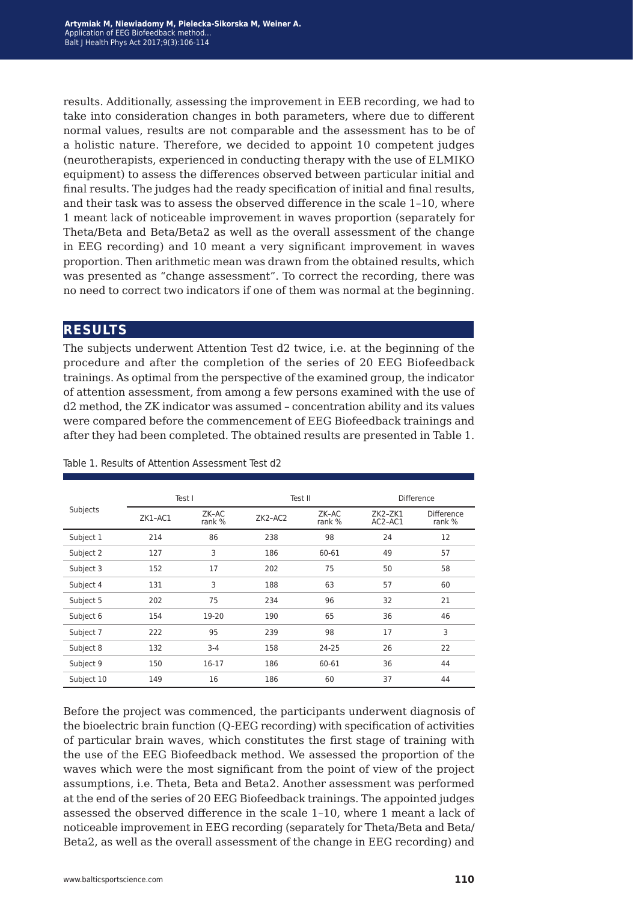results. Additionally, assessing the improvement in EEB recording, we had to take into consideration changes in both parameters, where due to different normal values, results are not comparable and the assessment has to be of a holistic nature. Therefore, we decided to appoint 10 competent judges (neurotherapists, experienced in conducting therapy with the use of ELMIKO equipment) to assess the differences observed between particular initial and final results. The judges had the ready specification of initial and final results, and their task was to assess the observed difference in the scale 1–10, where 1 meant lack of noticeable improvement in waves proportion (separately for Theta/Beta and Beta/Beta2 as well as the overall assessment of the change in EEG recording) and 10 meant a very significant improvement in waves proportion. Then arithmetic mean was drawn from the obtained results, which was presented as "change assessment". To correct the recording, there was no need to correct two indicators if one of them was normal at the beginning.

## RESULTS

The subjects underwent Attention Test d2 twice, i.e. at the beginning of the procedure and after the completion of the series of 20 EEG Biofeedback trainings. As optimal from the perspective of the examined group, the indicator of attention assessment, from among a few persons examined with the use of d2 method, the ZK indicator was assumed – concentration ability and its values were compared before the commencement of EEG Biofeedback trainings and after they had been completed. The obtained results are presented in Table 1.

Table 1. Results of Attention Assessment Test d2

| Subjects | Test I | | Test II | | Difference | |
|---|---|---|---|---|---|---|
| | ZK1–AC1 | ZK–AC rank % | ZK2–AC2 | ZK–AC rank % | ZK2–ZK1 AC2–AC1 | Difference rank % |
| Subject 1 | 214 | 86 | 238 | 98 | 24 | 12 |
| Subject 2 | 127 | 3 | 186 | 60-61 | 49 | 57 |
| Subject 3 | 152 | 17 | 202 | 75 | 50 | 58 |
| Subject 4 | 131 | 3 | 188 | 63 | 57 | 60 |
| Subject 5 | 202 | 75 | 234 | 96 | 32 | 21 |
| Subject 6 | 154 | 19-20 | 190 | 65 | 36 | 46 |
| Subject 7 | 222 | 95 | 239 | 98 | 17 | 3 |
| Subject 8 | 132 | 3-4 | 158 | 24-25 | 26 | 22 |
| Subject 9 | 150 | 16-17 | 186 | 60-61 | 36 | 44 |
| Subject 10 | 149 | 16 | 186 | 60 | 37 | 44 |

Before the project was commenced, the participants underwent diagnosis of the bioelectric brain function (Q-EEG recording) with specification of activities of particular brain waves, which constitutes the first stage of training with the use of the EEG Biofeedback method. We assessed the proportion of the waves which were the most significant from the point of view of the project assumptions, i.e. Theta, Beta and Beta2. Another assessment was performed at the end of the series of 20 EEG Biofeedback trainings. The appointed judges assessed the observed difference in the scale 1–10, where 1 meant a lack of noticeable improvement in EEG recording (separately for Theta/Beta and Beta/Beta2, as well as the overall assessment of the change in EEG recording) and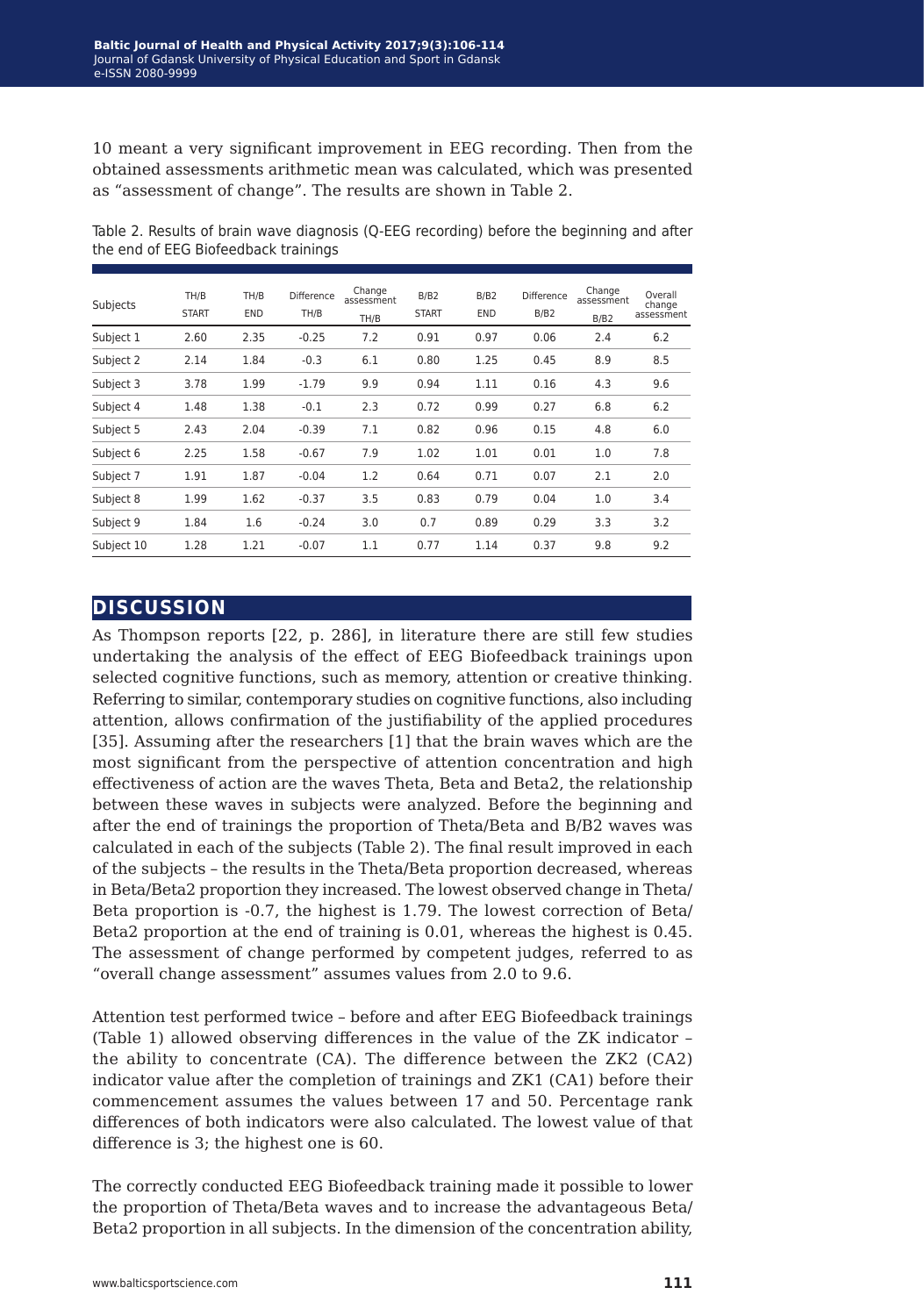10 meant a very significant improvement in EEG recording. Then from the obtained assessments arithmetic mean was calculated, which was presented as "assessment of change". The results are shown in Table 2.

Table 2. Results of brain wave diagnosis (Q-EEG recording) before the beginning and after the end of EEG Biofeedback trainings

| Subjects | TH/B START | TH/B END | Difference TH/B | Change assessment TH/B | B/B2 START | B/B2 END | Difference B/B2 | Change assessment B/B2 | Overall change assessment |
|---|---|---|---|---|---|---|---|---|---|
| Subject 1 | 2.60 | 2.35 | -0.25 | 7.2 | 0.91 | 0.97 | 0.06 | 2.4 | 6.2 |
| Subject 2 | 2.14 | 1.84 | -0.3 | 6.1 | 0.80 | 1.25 | 0.45 | 8.9 | 8.5 |
| Subject 3 | 3.78 | 1.99 | -1.79 | 9.9 | 0.94 | 1.11 | 0.16 | 4.3 | 9.6 |
| Subject 4 | 1.48 | 1.38 | -0.1 | 2.3 | 0.72 | 0.99 | 0.27 | 6.8 | 6.2 |
| Subject 5 | 2.43 | 2.04 | -0.39 | 7.1 | 0.82 | 0.96 | 0.15 | 4.8 | 6.0 |
| Subject 6 | 2.25 | 1.58 | -0.67 | 7.9 | 1.02 | 1.01 | 0.01 | 1.0 | 7.8 |
| Subject 7 | 1.91 | 1.87 | -0.04 | 1.2 | 0.64 | 0.71 | 0.07 | 2.1 | 2.0 |
| Subject 8 | 1.99 | 1.62 | -0.37 | 3.5 | 0.83 | 0.79 | 0.04 | 1.0 | 3.4 |
| Subject 9 | 1.84 | 1.6 | -0.24 | 3.0 | 0.7 | 0.89 | 0.29 | 3.3 | 3.2 |
| Subject 10 | 1.28 | 1.21 | -0.07 | 1.1 | 0.77 | 1.14 | 0.37 | 9.8 | 9.2 |

## DISCUSSION

As Thompson reports [22, p. 286], in literature there are still few studies undertaking the analysis of the effect of EEG Biofeedback trainings upon selected cognitive functions, such as memory, attention or creative thinking. Referring to similar, contemporary studies on cognitive functions, also including attention, allows confirmation of the justifiability of the applied procedures [35]. Assuming after the researchers [1] that the brain waves which are the most significant from the perspective of attention concentration and high effectiveness of action are the waves Theta, Beta and Beta2, the relationship between these waves in subjects were analyzed. Before the beginning and after the end of trainings the proportion of Theta/Beta and B/B2 waves was calculated in each of the subjects (Table 2). The final result improved in each of the subjects – the results in the Theta/Beta proportion decreased, whereas in Beta/Beta2 proportion they increased. The lowest observed change in Theta/Beta proportion is -0.7, the highest is 1.79. The lowest correction of Beta/Beta2 proportion at the end of training is 0.01, whereas the highest is 0.45. The assessment of change performed by competent judges, referred to as "overall change assessment" assumes values from 2.0 to 9.6.

Attention test performed twice – before and after EEG Biofeedback trainings (Table 1) allowed observing differences in the value of the ZK indicator – the ability to concentrate (CA). The difference between the ZK2 (CA2) indicator value after the completion of trainings and ZK1 (CA1) before their commencement assumes the values between 17 and 50. Percentage rank differences of both indicators were also calculated. The lowest value of that difference is 3; the highest one is 60.

The correctly conducted EEG Biofeedback training made it possible to lower the proportion of Theta/Beta waves and to increase the advantageous Beta/Beta2 proportion in all subjects. In the dimension of the concentration ability,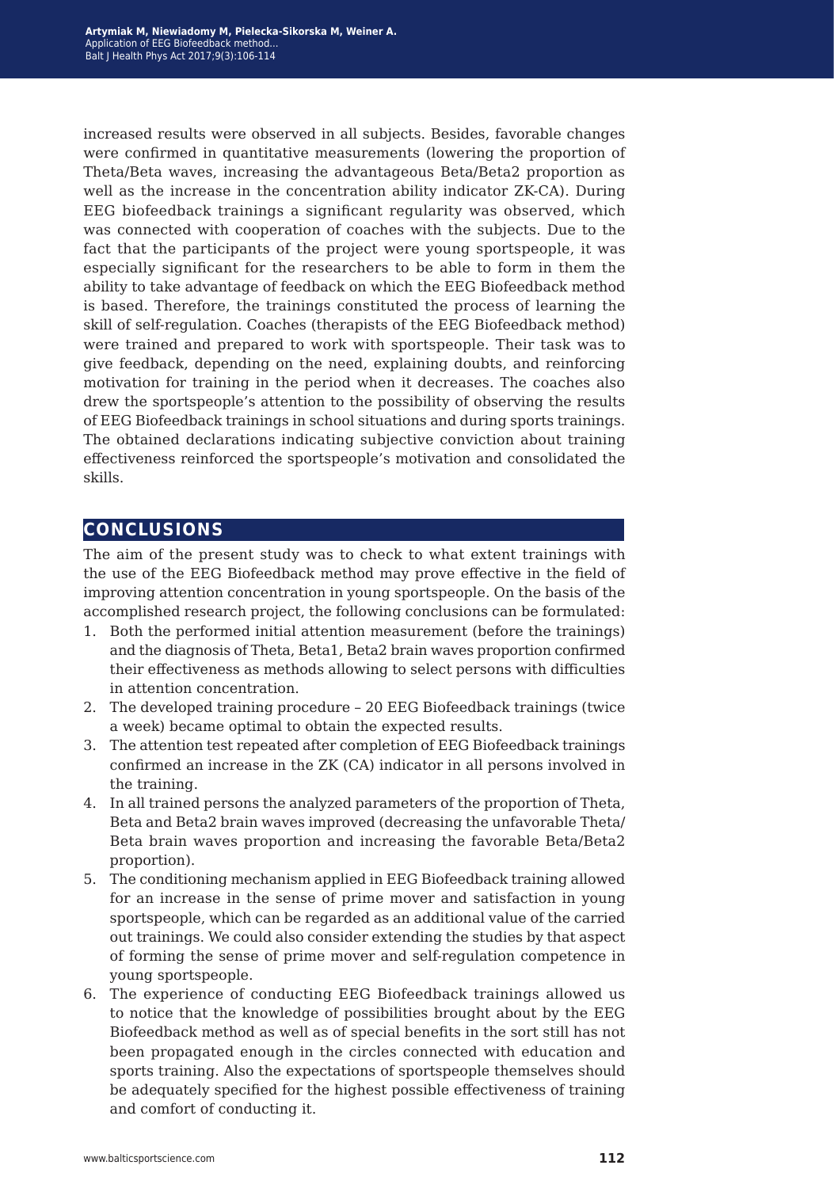increased results were observed in all subjects. Besides, favorable changes were confirmed in quantitative measurements (lowering the proportion of Theta/Beta waves, increasing the advantageous Beta/Beta2 proportion as well as the increase in the concentration ability indicator ZK-CA). During EEG biofeedback trainings a significant regularity was observed, which was connected with cooperation of coaches with the subjects. Due to the fact that the participants of the project were young sportspeople, it was especially significant for the researchers to be able to form in them the ability to take advantage of feedback on which the EEG Biofeedback method is based. Therefore, the trainings constituted the process of learning the skill of self-regulation. Coaches (therapists of the EEG Biofeedback method) were trained and prepared to work with sportspeople. Their task was to give feedback, depending on the need, explaining doubts, and reinforcing motivation for training in the period when it decreases. The coaches also drew the sportspeople's attention to the possibility of observing the results of EEG Biofeedback trainings in school situations and during sports trainings. The obtained declarations indicating subjective conviction about training effectiveness reinforced the sportspeople's motivation and consolidated the skills.

## CONCLUSIONS

The aim of the present study was to check to what extent trainings with the use of the EEG Biofeedback method may prove effective in the field of improving attention concentration in young sportspeople. On the basis of the accomplished research project, the following conclusions can be formulated:

1. Both the performed initial attention measurement (before the trainings) and the diagnosis of Theta, Beta1, Beta2 brain waves proportion confirmed their effectiveness as methods allowing to select persons with difficulties in attention concentration.
2. The developed training procedure – 20 EEG Biofeedback trainings (twice a week) became optimal to obtain the expected results.
3. The attention test repeated after completion of EEG Biofeedback trainings confirmed an increase in the ZK (CA) indicator in all persons involved in the training.
4. In all trained persons the analyzed parameters of the proportion of Theta, Beta and Beta2 brain waves improved (decreasing the unfavorable Theta/Beta brain waves proportion and increasing the favorable Beta/Beta2 proportion).
5. The conditioning mechanism applied in EEG Biofeedback training allowed for an increase in the sense of prime mover and satisfaction in young sportspeople, which can be regarded as an additional value of the carried out trainings. We could also consider extending the studies by that aspect of forming the sense of prime mover and self-regulation competence in young sportspeople.
6. The experience of conducting EEG Biofeedback trainings allowed us to notice that the knowledge of possibilities brought about by the EEG Biofeedback method as well as of special benefits in the sort still has not been propagated enough in the circles connected with education and sports training. Also the expectations of sportspeople themselves should be adequately specified for the highest possible effectiveness of training and comfort of conducting it.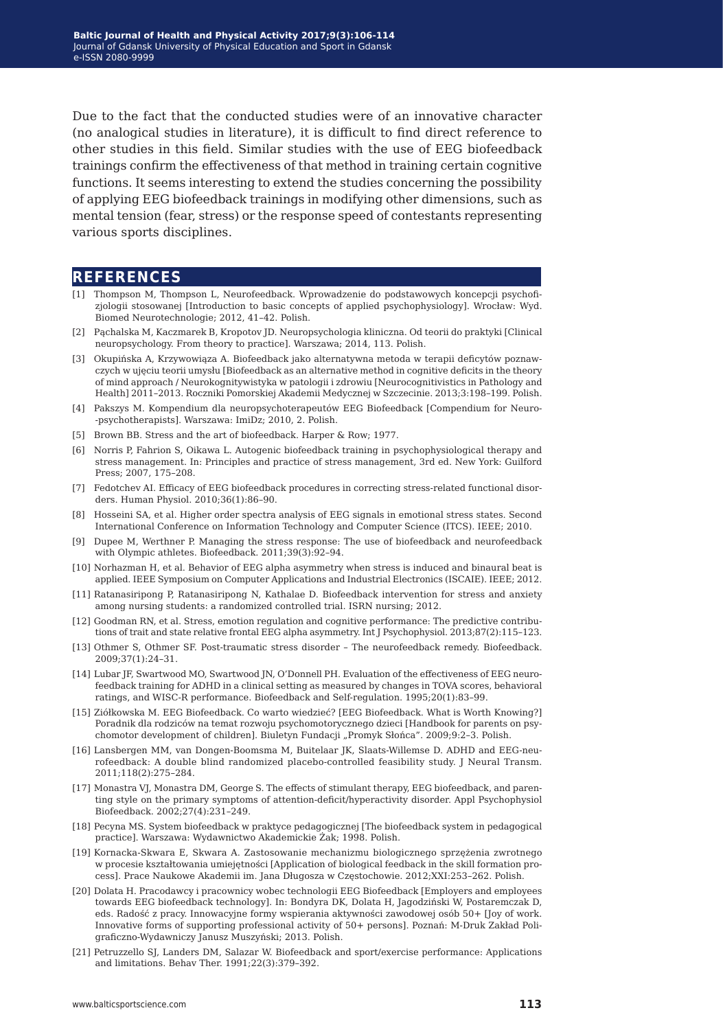Due to the fact that the conducted studies were of an innovative character (no analogical studies in literature), it is difficult to find direct reference to other studies in this field. Similar studies with the use of EEG biofeedback trainings confirm the effectiveness of that method in training certain cognitive functions. It seems interesting to extend the studies concerning the possibility of applying EEG biofeedback trainings in modifying other dimensions, such as mental tension (fear, stress) or the response speed of contestants representing various sports disciplines.

## REFERENCES

[1] Thompson M, Thompson L, Neurofeedback. Wprowadzenie do podstawowych koncepcji psychofizjologii stosowanej [Introduction to basic concepts of applied psychophysiology]. Wrocław: Wyd. Biomed Neurotechnologie; 2012, 41–42. Polish.

[2] Pąchalska M, Kaczmarek B, Kropotov JD. Neuropsychologia kliniczna. Od teorii do praktyki [Clinical neuropsychology. From theory to practice]. Warszawa; 2014, 113. Polish.

[3] Okupińska A, Krzywowiąza A. Biofeedback jako alternatywna metoda w terapii deficytów poznawczych w ujęciu teorii umysłu [Biofeedback as an alternative method in cognitive deficits in the theory of mind approach / Neurokognitywistyka w patologii i zdrowiu [Neurocognitivistics in Pathology and Health] 2011–2013. Roczniki Pomorskiej Akademii Medycznej w Szczecinie. 2013;3:198–199. Polish.

[4] Pakszys M. Kompendium dla neuropsychoterapeutów EEG Biofeedback [Compendium for Neuro--psychotherapists]. Warszawa: ImiDz; 2010, 2. Polish.

[5] Brown BB. Stress and the art of biofeedback. Harper & Row; 1977.

[6] Norris P, Fahrion S, Oikawa L. Autogenic biofeedback training in psychophysiological therapy and stress management. In: Principles and practice of stress management, 3rd ed. New York: Guilford Press; 2007, 175–208.

[7] Fedotchev AI. Efficacy of EEG biofeedback procedures in correcting stress-related functional disorders. Human Physiol. 2010;36(1):86–90.

[8] Hosseini SA, et al. Higher order spectra analysis of EEG signals in emotional stress states. Second International Conference on Information Technology and Computer Science (ITCS). IEEE; 2010.

[9] Dupee M, Werthner P. Managing the stress response: The use of biofeedback and neurofeedback with Olympic athletes. Biofeedback. 2011;39(3):92–94.

[10] Norhazman H, et al. Behavior of EEG alpha asymmetry when stress is induced and binaural beat is applied. IEEE Symposium on Computer Applications and Industrial Electronics (ISCAIE). IEEE; 2012.

[11] Ratanasiripong P, Ratanasiripong N, Kathalae D. Biofeedback intervention for stress and anxiety among nursing students: a randomized controlled trial. ISRN nursing; 2012.

[12] Goodman RN, et al. Stress, emotion regulation and cognitive performance: The predictive contributions of trait and state relative frontal EEG alpha asymmetry. Int J Psychophysiol. 2013;87(2):115–123.

[13] Othmer S, Othmer SF. Post-traumatic stress disorder – The neurofeedback remedy. Biofeedback. 2009;37(1):24–31.

[14] Lubar JF, Swartwood MO, Swartwood JN, O'Donnell PH. Evaluation of the effectiveness of EEG neurofeedback training for ADHD in a clinical setting as measured by changes in TOVA scores, behavioral ratings, and WISC-R performance. Biofeedback and Self-regulation. 1995;20(1):83–99.

[15] Ziółkowska M. EEG Biofeedback. Co warto wiedzieć? [EEG Biofeedback. What is Worth Knowing?] Poradnik dla rodziców na temat rozwoju psychomotorycznego dzieci [Handbook for parents on psychomotor development of children]. Biuletyn Fundacji „Promyk Słońca". 2009;9:2–3. Polish.

[16] Lansbergen MM, van Dongen-Boomsma M, Buitelaar JK, Slaats-Willemse D. ADHD and EEG-neurofeedback: A double blind randomized placebo-controlled feasibility study. J Neural Transm. 2011;118(2):275–284.

[17] Monastra VJ, Monastra DM, George S. The effects of stimulant therapy, EEG biofeedback, and parenting style on the primary symptoms of attention-deficit/hyperactivity disorder. Appl Psychophysiol Biofeedback. 2002;27(4):231–249.

[18] Pecyna MS. System biofeedback w praktyce pedagogicznej [The biofeedback system in pedagogical practice]. Warszawa: Wydawnictwo Akademickie Żak; 1998. Polish.

[19] Kornacka-Skwara E, Skwara A. Zastosowanie mechanizmu biologicznego sprzężenia zwrotnego w procesie kształtowania umiejętności [Application of biological feedback in the skill formation process]. Prace Naukowe Akademii im. Jana Długosza w Częstochowie. 2012;XXI:253–262. Polish.

[20] Dolata H. Pracodawcy i pracownicy wobec technologii EEG Biofeedback [Employers and employees towards EEG biofeedback technology]. In: Bondyra DK, Dolata H, Jagodziński W, Postaremczak D, eds. Radość z pracy. Innowacyjne formy wspierania aktywności zawodowej osób 50+ [Joy of work. Innovative forms of supporting professional activity of 50+ persons]. Poznań: M-Druk Zakład Poligraficzno-Wydawniczy Janusz Muszyński; 2013. Polish.

[21] Petruzzello SJ, Landers DM, Salazar W. Biofeedback and sport/exercise performance: Applications and limitations. Behav Ther. 1991;22(3):379–392.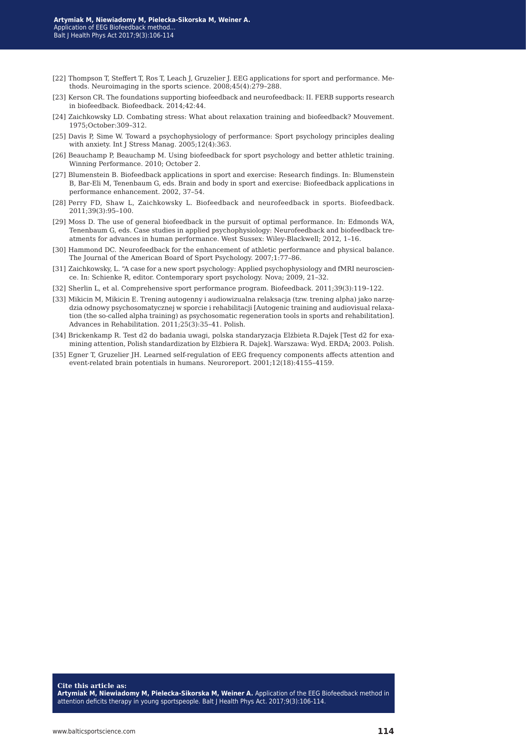[22] Thompson T, Steffert T, Ros T, Leach J, Gruzelier J. EEG applications for sport and performance. Methods. Neuroimaging in the sports science. 2008;45(4):279–288.

[23] Kerson CR. The foundations supporting biofeedback and neurofeedback: II. FERB supports research in biofeedback. Biofeedback. 2014;42:44.

[24] Zaichkowsky LD. Combating stress: What about relaxation training and biofeedback? Mouvement. 1975;October:309–312.

[25] Davis P, Sime W. Toward a psychophysiology of performance: Sport psychology principles dealing with anxiety. Int J Stress Manag. 2005;12(4):363.

[26] Beauchamp P, Beauchamp M. Using biofeedback for sport psychology and better athletic training. Winning Performance. 2010; October 2.

[27] Blumenstein B. Biofeedback applications in sport and exercise: Research findings. In: Blumenstein B, Bar-Eli M, Tenenbaum G, eds. Brain and body in sport and exercise: Biofeedback applications in performance enhancement. 2002, 37–54.

[28] Perry FD, Shaw L, Zaichkowsky L. Biofeedback and neurofeedback in sports. Biofeedback. 2011;39(3):95–100.

[29] Moss D. The use of general biofeedback in the pursuit of optimal performance. In: Edmonds WA, Tenenbaum G, eds. Case studies in applied psychophysiology: Neurofeedback and biofeedback treatments for advances in human performance. West Sussex: Wiley-Blackwell; 2012, 1–16.

[30] Hammond DC. Neurofeedback for the enhancement of athletic performance and physical balance. The Journal of the American Board of Sport Psychology. 2007;1:77–86.

[31] Zaichkowsky, L. "A case for a new sport psychology: Applied psychophysiology and fMRI neuroscience. In: Schienke R, editor. Contemporary sport psychology. Nova; 2009, 21–32.

[32] Sherlin L, et al. Comprehensive sport performance program. Biofeedback. 2011;39(3):119–122.

[33] Mikicin M, Mikicin E. Trening autogenny i audiowizualna relaksacja (tzw. trening alpha) jako narzędzia odnowy psychosomatycznej w sporcie i rehabilitacji [Autogenic training and audiovisual relaxation (the so-called alpha training) as psychosomatic regeneration tools in sports and rehabilitation]. Advances in Rehabilitation. 2011;25(3):35–41. Polish.

[34] Brickenkamp R. Test d2 do badania uwagi, polska standaryzacja Elżbieta R.Dajek [Test d2 for examining attention, Polish standardization by Elżbiera R. Dajek]. Warszawa: Wyd. ERDA; 2003. Polish.

[35] Egner T, Gruzelier JH. Learned self-regulation of EEG frequency components affects attention and event-related brain potentials in humans. Neuroreport. 2001;12(18):4155–4159.

**Cite this article as:**
**Artymiak M, Niewiadomy M, Pielecka-Sikorska M, Weiner A.** Application of the EEG Biofeedback method in attention deficits therapy in young sportspeople. Balt J Health Phys Act. 2017;9(3):106-114.